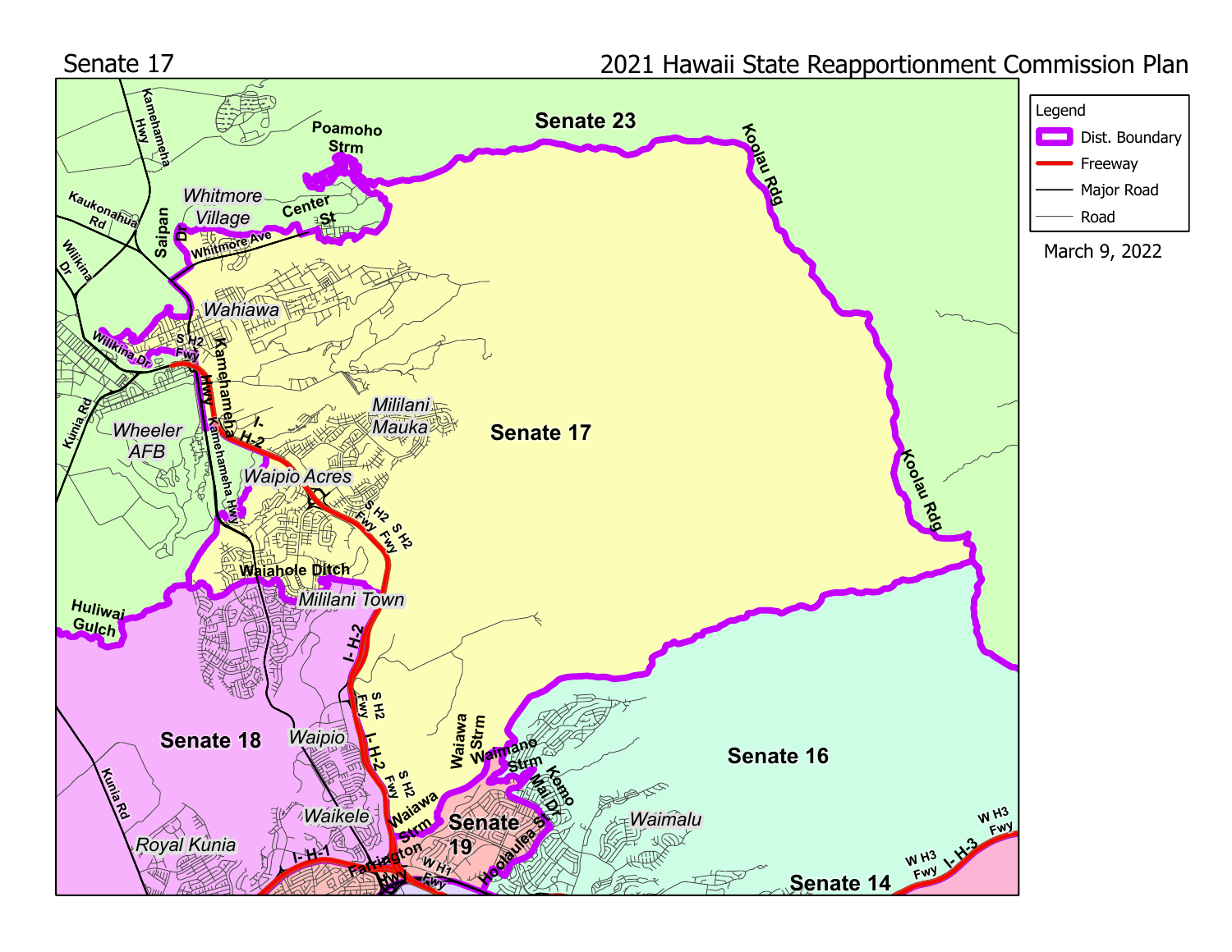Senate 17

2021 Hawaii State Reapportionment Commission Plan

**Legend**

- Dist. Boundary
- Freeway
- Major Road
- Road

March 9, 2022

Senate 23

Senate 17

Senate 18

Senate 16

Senate 19

Senate 14

Poamoho Strm

Whitmore Village

Center St

Whitmore Ave

Kaukonahua Rd

Kamehameha Hwy

Saipan Dr

Wilikina Dr

Wahiawa

S H2 Fwy

Kunia Rd

Wheeler AFB

Mililani Mauka

Waipio Acres

I-H-2

Waiahole Ditch

Mililani Town

Huliwai Gulch

Koolau Rdg

Waipio

Waikele

Royal Kunia

Waiawa Strm

Waimano Strm

Komo Mai Dr

Hoolaulea St

Waimalu

I-H-1

Farrington Hwy

W H1 Fwy

W H3 Fwy

I-H-3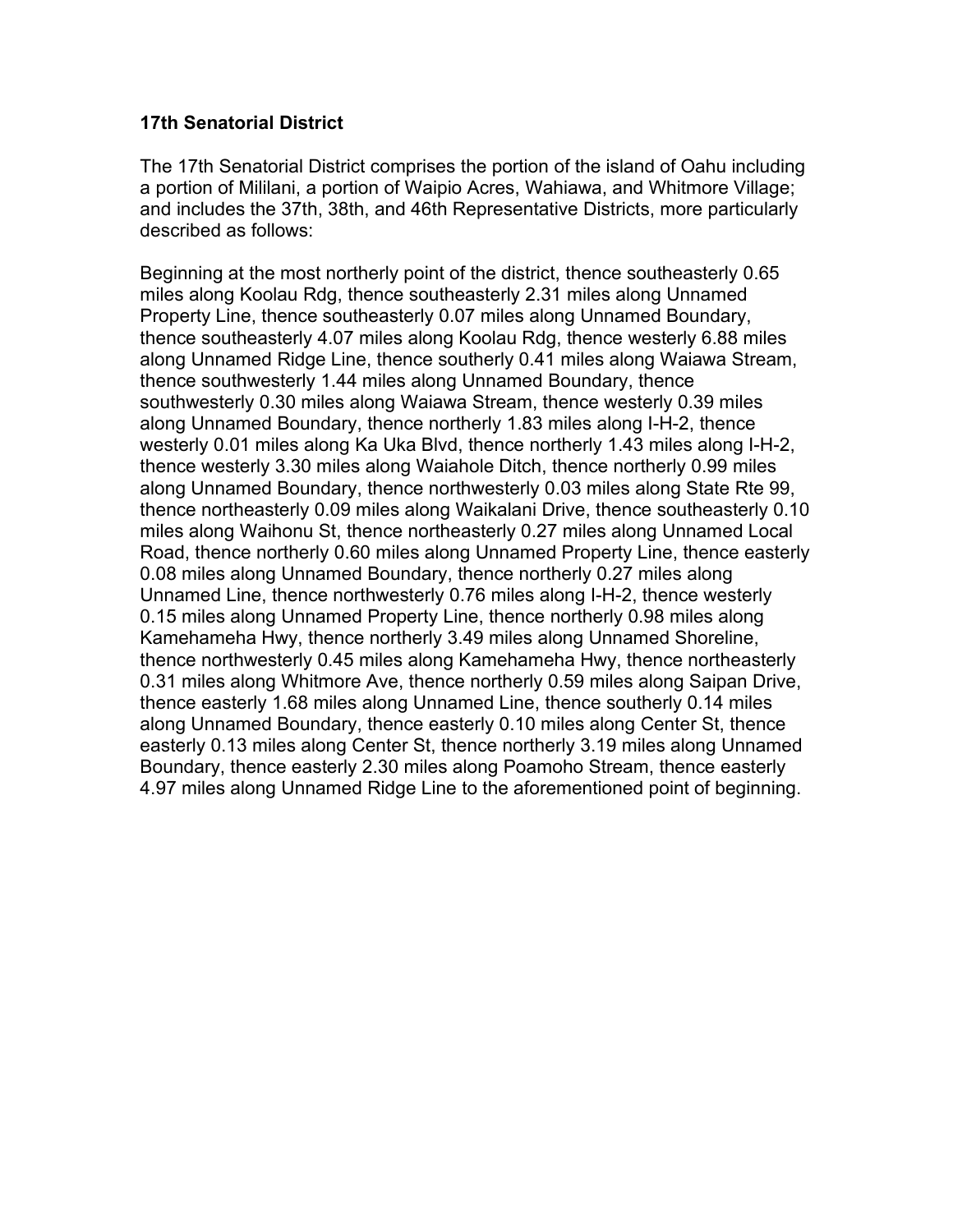**17th Senatorial District**

The 17th Senatorial District comprises the portion of the island of Oahu including a portion of Mililani, a portion of Waipio Acres, Wahiawa, and Whitmore Village; and includes the 37th, 38th, and 46th Representative Districts, more particularly described as follows:

Beginning at the most northerly point of the district, thence southeasterly 0.65 miles along Koolau Rdg, thence southeasterly 2.31 miles along Unnamed Property Line, thence southeasterly 0.07 miles along Unnamed Boundary, thence southeasterly 4.07 miles along Koolau Rdg, thence westerly 6.88 miles along Unnamed Ridge Line, thence southerly 0.41 miles along Waiawa Stream, thence southwesterly 1.44 miles along Unnamed Boundary, thence southwesterly 0.30 miles along Waiawa Stream, thence westerly 0.39 miles along Unnamed Boundary, thence northerly 1.83 miles along I-H-2, thence westerly 0.01 miles along Ka Uka Blvd, thence northerly 1.43 miles along I-H-2, thence westerly 3.30 miles along Waiahole Ditch, thence northerly 0.99 miles along Unnamed Boundary, thence northwesterly 0.03 miles along State Rte 99, thence northeasterly 0.09 miles along Waikalani Drive, thence southeasterly 0.10 miles along Waihonu St, thence northeasterly 0.27 miles along Unnamed Local Road, thence northerly 0.60 miles along Unnamed Property Line, thence easterly 0.08 miles along Unnamed Boundary, thence northerly 0.27 miles along Unnamed Line, thence northwesterly 0.76 miles along I-H-2, thence westerly 0.15 miles along Unnamed Property Line, thence northerly 0.98 miles along Kamehameha Hwy, thence northerly 3.49 miles along Unnamed Shoreline, thence northwesterly 0.45 miles along Kamehameha Hwy, thence northeasterly 0.31 miles along Whitmore Ave, thence northerly 0.59 miles along Saipan Drive, thence easterly 1.68 miles along Unnamed Line, thence southerly 0.14 miles along Unnamed Boundary, thence easterly 0.10 miles along Center St, thence easterly 0.13 miles along Center St, thence northerly 3.19 miles along Unnamed Boundary, thence easterly 2.30 miles along Poamoho Stream, thence easterly 4.97 miles along Unnamed Ridge Line to the aforementioned point of beginning.